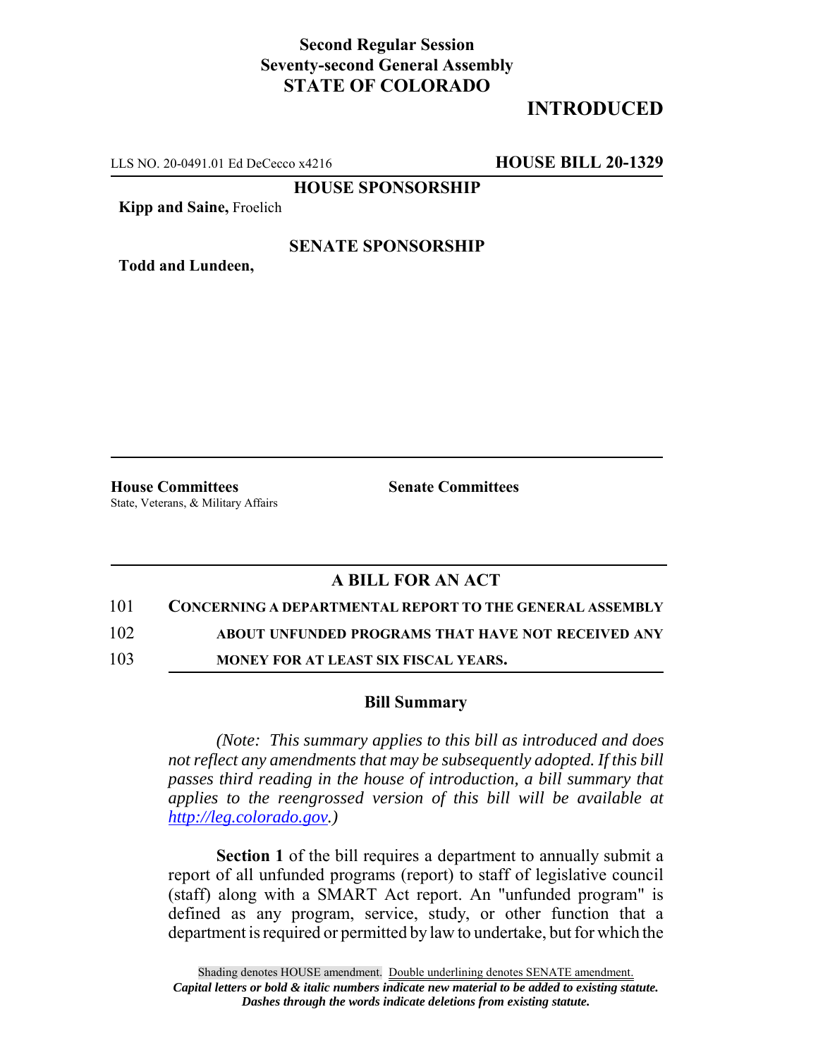**Second Regular Session**
**Seventy-second General Assembly**
**STATE OF COLORADO**

# INTRODUCED

LLS NO. 20-0491.01 Ed DeCecco x4216 **HOUSE BILL 20-1329**

**HOUSE SPONSORSHIP**

**Kipp and Saine,** Froelich

**SENATE SPONSORSHIP**

**Todd and Lundeen,**

**House Committees**
State, Veterans, & Military Affairs

**Senate Committees**

## A BILL FOR AN ACT

101 **CONCERNING A DEPARTMENTAL REPORT TO THE GENERAL ASSEMBLY**
102 **ABOUT UNFUNDED PROGRAMS THAT HAVE NOT RECEIVED ANY**
103 **MONEY FOR AT LEAST SIX FISCAL YEARS.**

### Bill Summary

*(Note: This summary applies to this bill as introduced and does not reflect any amendments that may be subsequently adopted. If this bill passes third reading in the house of introduction, a bill summary that applies to the reengrossed version of this bill will be available at http://leg.colorado.gov.)*

**Section 1** of the bill requires a department to annually submit a report of all unfunded programs (report) to staff of legislative council (staff) along with a SMART Act report. An "unfunded program" is defined as any program, service, study, or other function that a department is required or permitted by law to undertake, but for which the

Shading denotes HOUSE amendment. Double underlining denotes SENATE amendment.
*Capital letters or bold & italic numbers indicate new material to be added to existing statute.*
*Dashes through the words indicate deletions from existing statute.*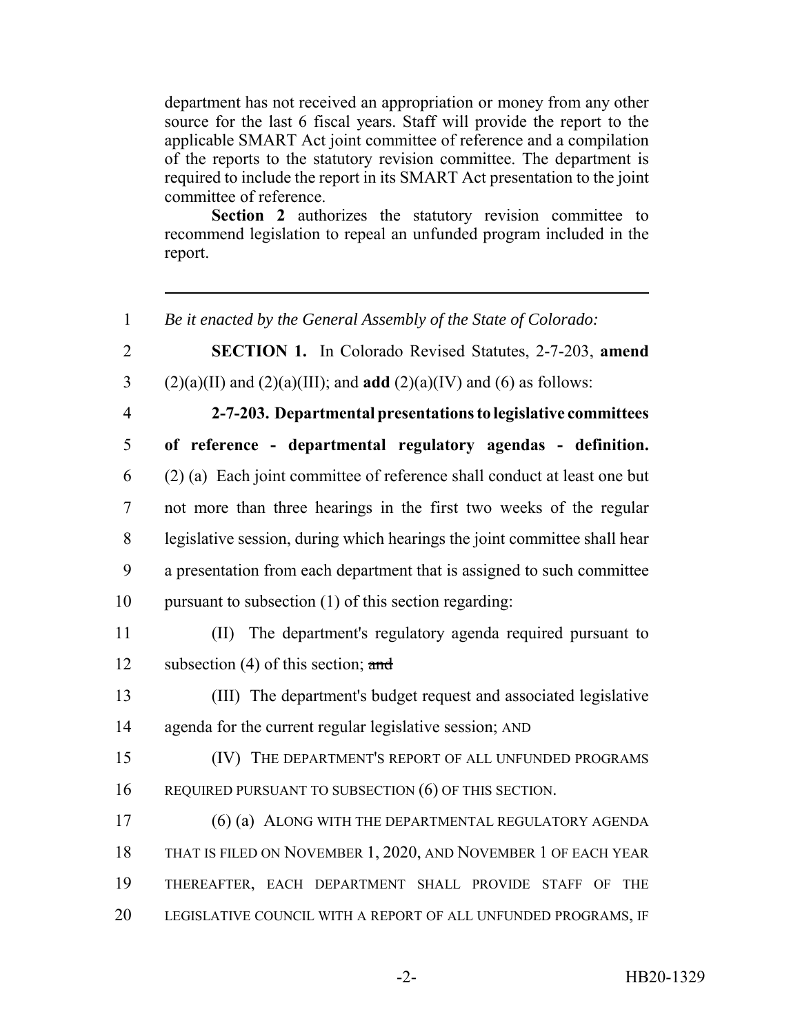department has not received an appropriation or money from any other source for the last 6 fiscal years. Staff will provide the report to the applicable SMART Act joint committee of reference and a compilation of the reports to the statutory revision committee. The department is required to include the report in its SMART Act presentation to the joint committee of reference.

**Section 2** authorizes the statutory revision committee to recommend legislation to repeal an unfunded program included in the report.

---

1 *Be it enacted by the General Assembly of the State of Colorado:*

2 **SECTION 1.** In Colorado Revised Statutes, 2-7-203, **amend**
3 (2)(a)(II) and (2)(a)(III); and **add** (2)(a)(IV) and (6) as follows:

4 **2-7-203. Departmental presentations to legislative committees**
5 **of reference - departmental regulatory agendas - definition.**
6 (2) (a) Each joint committee of reference shall conduct at least one but
7 not more than three hearings in the first two weeks of the regular
8 legislative session, during which hearings the joint committee shall hear
9 a presentation from each department that is assigned to such committee
10 pursuant to subsection (1) of this section regarding:

11 (II) The department's regulatory agenda required pursuant to
12 subsection (4) of this section; ~~and~~

13 (III) The department's budget request and associated legislative
14 agenda for the current regular legislative session; AND

15 (IV) THE DEPARTMENT'S REPORT OF ALL UNFUNDED PROGRAMS
16 REQUIRED PURSUANT TO SUBSECTION (6) OF THIS SECTION.

17 (6) (a) ALONG WITH THE DEPARTMENTAL REGULATORY AGENDA
18 THAT IS FILED ON NOVEMBER 1, 2020, AND NOVEMBER 1 OF EACH YEAR
19 THEREAFTER, EACH DEPARTMENT SHALL PROVIDE STAFF OF THE
20 LEGISLATIVE COUNCIL WITH A REPORT OF ALL UNFUNDED PROGRAMS, IF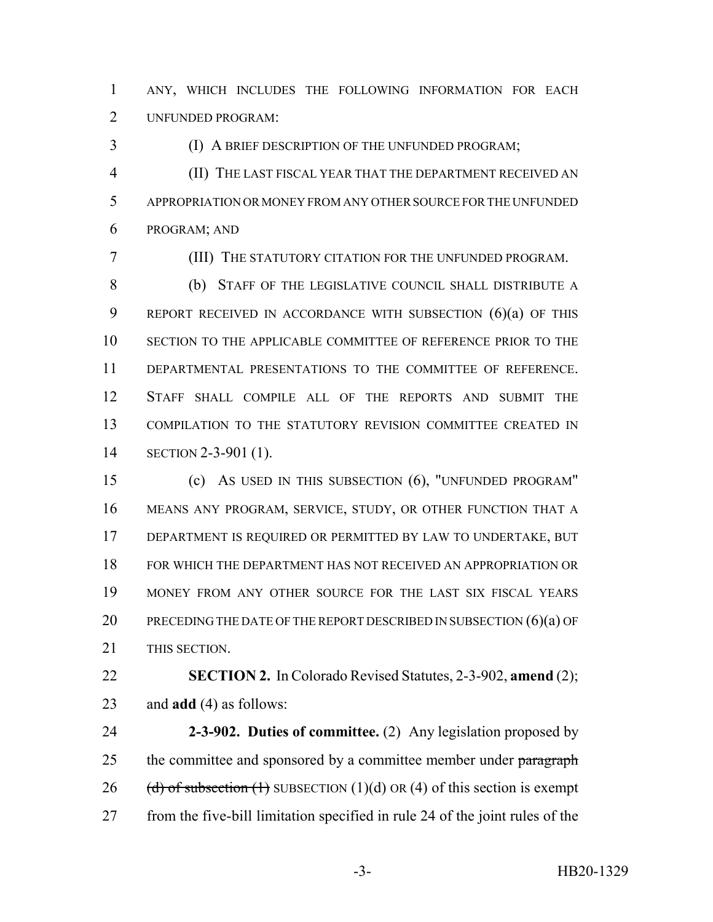ANY, WHICH INCLUDES THE FOLLOWING INFORMATION FOR EACH UNFUNDED PROGRAM:

(I) A BRIEF DESCRIPTION OF THE UNFUNDED PROGRAM;

(II) THE LAST FISCAL YEAR THAT THE DEPARTMENT RECEIVED AN APPROPRIATION OR MONEY FROM ANY OTHER SOURCE FOR THE UNFUNDED PROGRAM; AND

(III) THE STATUTORY CITATION FOR THE UNFUNDED PROGRAM.

(b) STAFF OF THE LEGISLATIVE COUNCIL SHALL DISTRIBUTE A REPORT RECEIVED IN ACCORDANCE WITH SUBSECTION (6)(a) OF THIS SECTION TO THE APPLICABLE COMMITTEE OF REFERENCE PRIOR TO THE DEPARTMENTAL PRESENTATIONS TO THE COMMITTEE OF REFERENCE. STAFF SHALL COMPILE ALL OF THE REPORTS AND SUBMIT THE COMPILATION TO THE STATUTORY REVISION COMMITTEE CREATED IN SECTION 2-3-901 (1).

(c) AS USED IN THIS SUBSECTION (6), "UNFUNDED PROGRAM" MEANS ANY PROGRAM, SERVICE, STUDY, OR OTHER FUNCTION THAT A DEPARTMENT IS REQUIRED OR PERMITTED BY LAW TO UNDERTAKE, BUT FOR WHICH THE DEPARTMENT HAS NOT RECEIVED AN APPROPRIATION OR MONEY FROM ANY OTHER SOURCE FOR THE LAST SIX FISCAL YEARS PRECEDING THE DATE OF THE REPORT DESCRIBED IN SUBSECTION (6)(a) OF THIS SECTION.

**SECTION 2.** In Colorado Revised Statutes, 2-3-902, **amend** (2); and **add** (4) as follows:

**2-3-902. Duties of committee.** (2) Any legislation proposed by the committee and sponsored by a committee member under ~~paragraph (d) of subsection (1)~~ SUBSECTION (1)(d) OR (4) of this section is exempt from the five-bill limitation specified in rule 24 of the joint rules of the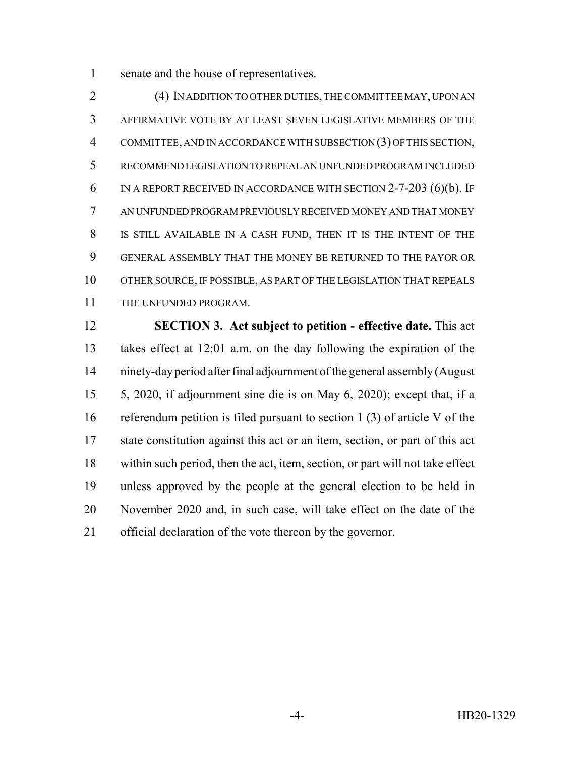senate and the house of representatives.

(4) IN ADDITION TO OTHER DUTIES, THE COMMITTEE MAY, UPON AN AFFIRMATIVE VOTE BY AT LEAST SEVEN LEGISLATIVE MEMBERS OF THE COMMITTEE, AND IN ACCORDANCE WITH SUBSECTION (3) OF THIS SECTION, RECOMMEND LEGISLATION TO REPEAL AN UNFUNDED PROGRAM INCLUDED IN A REPORT RECEIVED IN ACCORDANCE WITH SECTION 2-7-203 (6)(b). IF AN UNFUNDED PROGRAM PREVIOUSLY RECEIVED MONEY AND THAT MONEY IS STILL AVAILABLE IN A CASH FUND, THEN IT IS THE INTENT OF THE GENERAL ASSEMBLY THAT THE MONEY BE RETURNED TO THE PAYOR OR OTHER SOURCE, IF POSSIBLE, AS PART OF THE LEGISLATION THAT REPEALS THE UNFUNDED PROGRAM.

**SECTION 3. Act subject to petition - effective date.** This act takes effect at 12:01 a.m. on the day following the expiration of the ninety-day period after final adjournment of the general assembly (August 5, 2020, if adjournment sine die is on May 6, 2020); except that, if a referendum petition is filed pursuant to section 1 (3) of article V of the state constitution against this act or an item, section, or part of this act within such period, then the act, item, section, or part will not take effect unless approved by the people at the general election to be held in November 2020 and, in such case, will take effect on the date of the official declaration of the vote thereon by the governor.